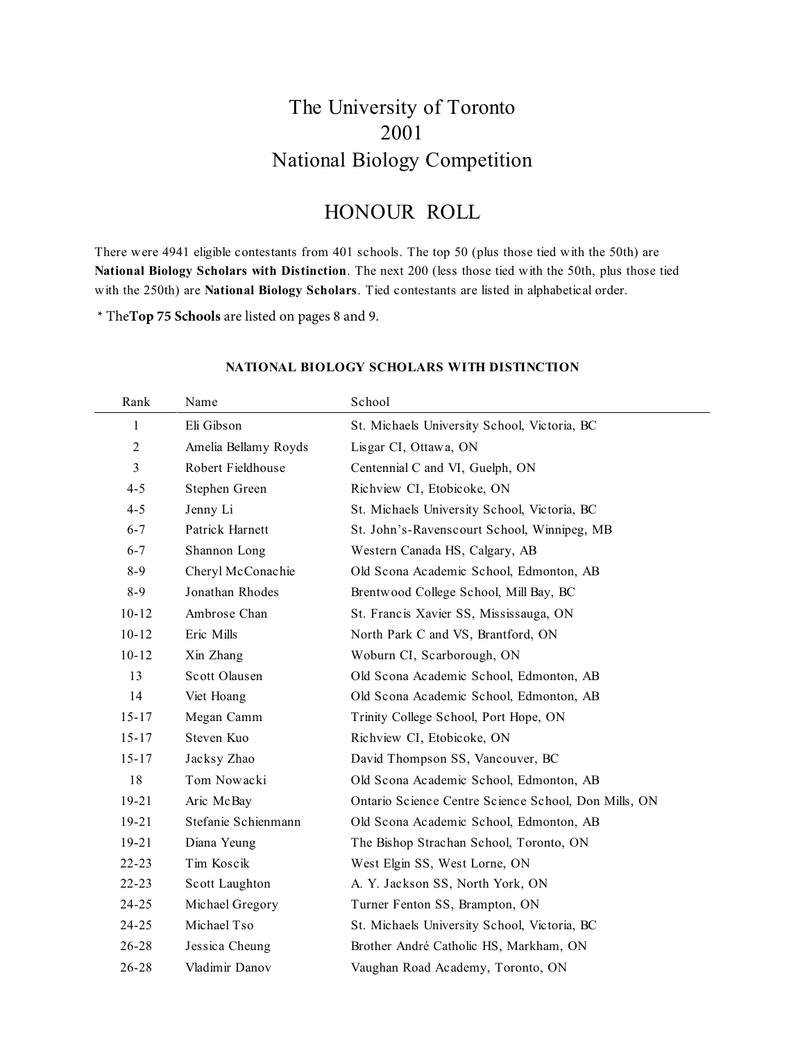# The University of Toronto
# 2001
# National Biology Competition

## HONOUR ROLL

There were 4941 eligible contestants from 401 schools. The top 50 (plus those tied with the 50th) are **National Biology Scholars with Distinction**. The next 200 (less those tied with the 50th, plus those tied with the 250th) are **National Biology Scholars**. Tied contestants are listed in alphabetical order.

* The**Top 75 Schools** are listed on pages 8 and 9.

### NATIONAL BIOLOGY SCHOLARS WITH DISTINCTION

| Rank | Name | School |
|---|---|---|
| 1 | Eli Gibson | St. Michaels University School, Victoria, BC |
| 2 | Amelia Bellamy Royds | Lisgar CI, Ottawa, ON |
| 3 | Robert Fieldhouse | Centennial C and VI, Guelph, ON |
| 4-5 | Stephen Green | Richview CI, Etobicoke, ON |
| 4-5 | Jenny Li | St. Michaels University School, Victoria, BC |
| 6-7 | Patrick Harnett | St. John's-Ravenscourt School, Winnipeg, MB |
| 6-7 | Shannon Long | Western Canada HS, Calgary, AB |
| 8-9 | Cheryl McConachie | Old Scona Academic School, Edmonton, AB |
| 8-9 | Jonathan Rhodes | Brentwood College School, Mill Bay, BC |
| 10-12 | Ambrose Chan | St. Francis Xavier SS, Mississauga, ON |
| 10-12 | Eric Mills | North Park C and VS, Brantford, ON |
| 10-12 | Xin Zhang | Woburn CI, Scarborough, ON |
| 13 | Scott Olausen | Old Scona Academic School, Edmonton, AB |
| 14 | Viet Hoang | Old Scona Academic School, Edmonton, AB |
| 15-17 | Megan Camm | Trinity College School, Port Hope, ON |
| 15-17 | Steven Kuo | Richview CI, Etobicoke, ON |
| 15-17 | Jacksy Zhao | David Thompson SS, Vancouver, BC |
| 18 | Tom Nowacki | Old Scona Academic School, Edmonton, AB |
| 19-21 | Aric McBay | Ontario Science Centre Science School, Don Mills, ON |
| 19-21 | Stefanie Schienmann | Old Scona Academic School, Edmonton, AB |
| 19-21 | Diana Yeung | The Bishop Strachan School, Toronto, ON |
| 22-23 | Tim Koscik | West Elgin SS, West Lorne, ON |
| 22-23 | Scott Laughton | A. Y. Jackson SS, North York, ON |
| 24-25 | Michael Gregory | Turner Fenton SS, Brampton, ON |
| 24-25 | Michael Tso | St. Michaels University School, Victoria, BC |
| 26-28 | Jessica Cheung | Brother André Catholic HS, Markham, ON |
| 26-28 | Vladimir Danov | Vaughan Road Academy, Toronto, ON |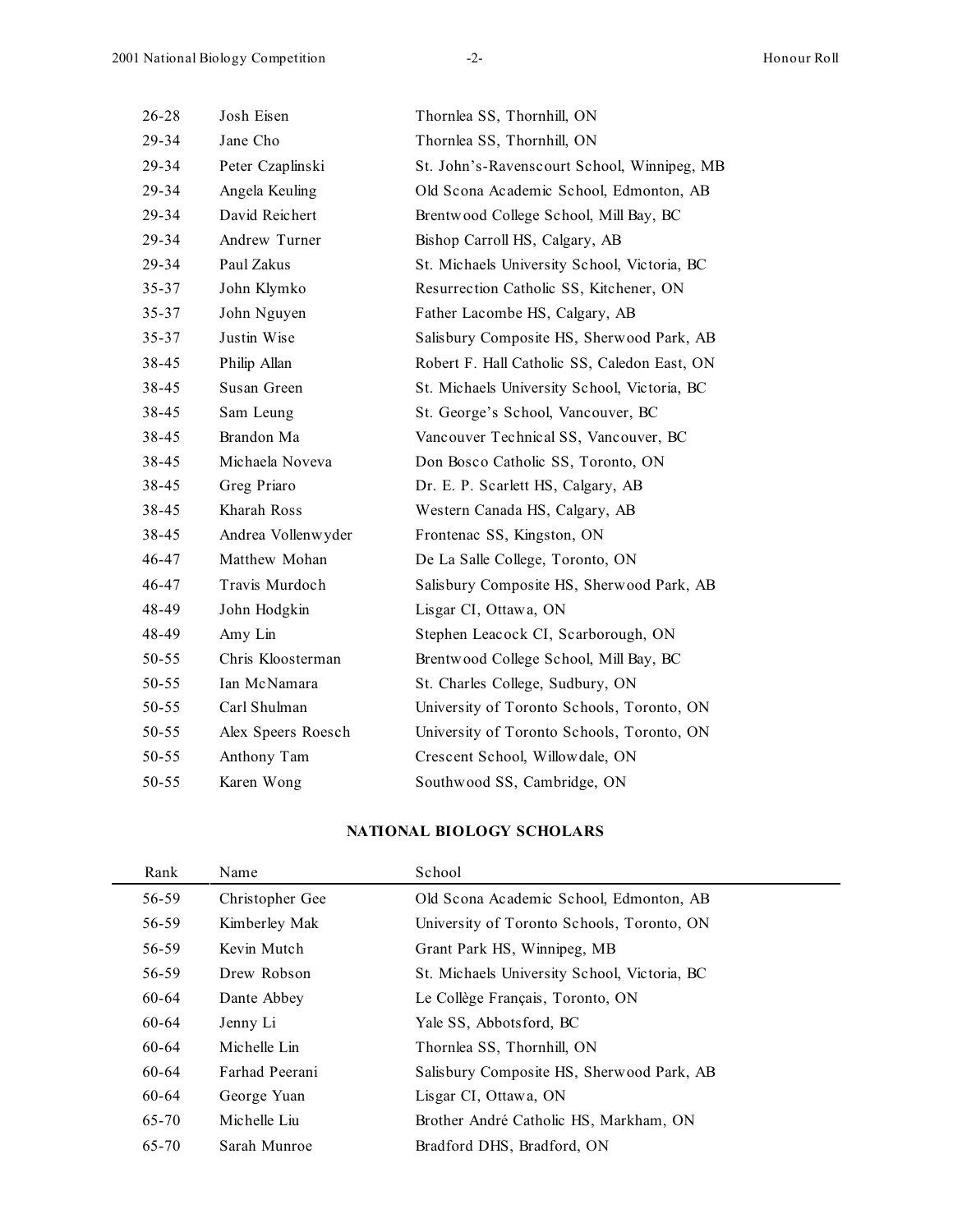| Rank | Name | School |
|---|---|---|
| 26-28 | Josh Eisen | Thornlea SS, Thornhill, ON |
| 29-34 | Jane Cho | Thornlea SS, Thornhill, ON |
| 29-34 | Peter Czaplinski | St. John's-Ravenscourt School, Winnipeg, MB |
| 29-34 | Angela Keuling | Old Scona Academic School, Edmonton, AB |
| 29-34 | David Reichert | Brentwood College School, Mill Bay, BC |
| 29-34 | Andrew Turner | Bishop Carroll HS, Calgary, AB |
| 29-34 | Paul Zakus | St. Michaels University School, Victoria, BC |
| 35-37 | John Klymko | Resurrection Catholic SS, Kitchener, ON |
| 35-37 | John Nguyen | Father Lacombe HS, Calgary, AB |
| 35-37 | Justin Wise | Salisbury Composite HS, Sherwood Park, AB |
| 38-45 | Philip Allan | Robert F. Hall Catholic SS, Caledon East, ON |
| 38-45 | Susan Green | St. Michaels University School, Victoria, BC |
| 38-45 | Sam Leung | St. George's School, Vancouver, BC |
| 38-45 | Brandon Ma | Vancouver Technical SS, Vancouver, BC |
| 38-45 | Michaela Noveva | Don Bosco Catholic SS, Toronto, ON |
| 38-45 | Greg Priaro | Dr. E. P. Scarlett HS, Calgary, AB |
| 38-45 | Kharah Ross | Western Canada HS, Calgary, AB |
| 38-45 | Andrea Vollenwyder | Frontenac SS, Kingston, ON |
| 46-47 | Matthew Mohan | De La Salle College, Toronto, ON |
| 46-47 | Travis Murdoch | Salisbury Composite HS, Sherwood Park, AB |
| 48-49 | John Hodgkin | Lisgar CI, Ottawa, ON |
| 48-49 | Amy Lin | Stephen Leacock CI, Scarborough, ON |
| 50-55 | Chris Kloosterman | Brentwood College School, Mill Bay, BC |
| 50-55 | Ian McNamara | St. Charles College, Sudbury, ON |
| 50-55 | Carl Shulman | University of Toronto Schools, Toronto, ON |
| 50-55 | Alex Speers Roesch | University of Toronto Schools, Toronto, ON |
| 50-55 | Anthony Tam | Crescent School, Willowdale, ON |
| 50-55 | Karen Wong | Southwood SS, Cambridge, ON |

**NATIONAL BIOLOGY SCHOLARS**

| Rank | Name | School |
|---|---|---|
| 56-59 | Christopher Gee | Old Scona Academic School, Edmonton, AB |
| 56-59 | Kimberley Mak | University of Toronto Schools, Toronto, ON |
| 56-59 | Kevin Mutch | Grant Park HS, Winnipeg, MB |
| 56-59 | Drew Robson | St. Michaels University School, Victoria, BC |
| 60-64 | Dante Abbey | Le Collège Français, Toronto, ON |
| 60-64 | Jenny Li | Yale SS, Abbotsford, BC |
| 60-64 | Michelle Lin | Thornlea SS, Thornhill, ON |
| 60-64 | Farhad Peerani | Salisbury Composite HS, Sherwood Park, AB |
| 60-64 | George Yuan | Lisgar CI, Ottawa, ON |
| 65-70 | Michelle Liu | Brother André Catholic HS, Markham, ON |
| 65-70 | Sarah Munroe | Bradford DHS, Bradford, ON |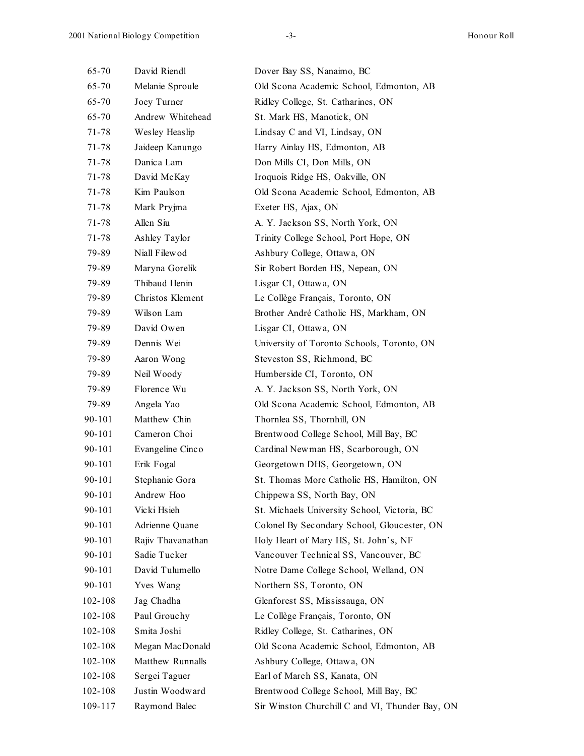| | | |
|---|---|---|
| 65-70 | David Riendl | Dover Bay SS, Nanaimo, BC |
| 65-70 | Melanie Sproule | Old Scona Academic School, Edmonton, AB |
| 65-70 | Joey Turner | Ridley College, St. Catharines, ON |
| 65-70 | Andrew Whitehead | St. Mark HS, Manotick, ON |
| 71-78 | Wesley Heaslip | Lindsay C and VI, Lindsay, ON |
| 71-78 | Jaideep Kanungo | Harry Ainlay HS, Edmonton, AB |
| 71-78 | Danica Lam | Don Mills CI, Don Mills, ON |
| 71-78 | David McKay | Iroquois Ridge HS, Oakville, ON |
| 71-78 | Kim Paulson | Old Scona Academic School, Edmonton, AB |
| 71-78 | Mark Pryjma | Exeter HS, Ajax, ON |
| 71-78 | Allen Siu | A. Y. Jackson SS, North York, ON |
| 71-78 | Ashley Taylor | Trinity College School, Port Hope, ON |
| 79-89 | Niall Filewod | Ashbury College, Ottawa, ON |
| 79-89 | Maryna Gorelik | Sir Robert Borden HS, Nepean, ON |
| 79-89 | Thibaud Henin | Lisgar CI, Ottawa, ON |
| 79-89 | Christos Klement | Le Collège Français, Toronto, ON |
| 79-89 | Wilson Lam | Brother André Catholic HS, Markham, ON |
| 79-89 | David Owen | Lisgar CI, Ottawa, ON |
| 79-89 | Dennis Wei | University of Toronto Schools, Toronto, ON |
| 79-89 | Aaron Wong | Steveston SS, Richmond, BC |
| 79-89 | Neil Woody | Humberside CI, Toronto, ON |
| 79-89 | Florence Wu | A. Y. Jackson SS, North York, ON |
| 79-89 | Angela Yao | Old Scona Academic School, Edmonton, AB |
| 90-101 | Matthew Chin | Thornlea SS, Thornhill, ON |
| 90-101 | Cameron Choi | Brentwood College School, Mill Bay, BC |
| 90-101 | Evangeline Cinco | Cardinal Newman HS, Scarborough, ON |
| 90-101 | Erik Fogal | Georgetown DHS, Georgetown, ON |
| 90-101 | Stephanie Gora | St. Thomas More Catholic HS, Hamilton, ON |
| 90-101 | Andrew Hoo | Chippewa SS, North Bay, ON |
| 90-101 | Vicki Hsieh | St. Michaels University School, Victoria, BC |
| 90-101 | Adrienne Quane | Colonel By Secondary School, Gloucester, ON |
| 90-101 | Rajiv Thavanathan | Holy Heart of Mary HS, St. John's, NF |
| 90-101 | Sadie Tucker | Vancouver Technical SS, Vancouver, BC |
| 90-101 | David Tulumello | Notre Dame College School, Welland, ON |
| 90-101 | Yves Wang | Northern SS, Toronto, ON |
| 102-108 | Jag Chadha | Glenforest SS, Mississauga, ON |
| 102-108 | Paul Grouchy | Le Collège Français, Toronto, ON |
| 102-108 | Smita Joshi | Ridley College, St. Catharines, ON |
| 102-108 | Megan MacDonald | Old Scona Academic School, Edmonton, AB |
| 102-108 | Matthew Runnalls | Ashbury College, Ottawa, ON |
| 102-108 | Sergei Taguer | Earl of March SS, Kanata, ON |
| 102-108 | Justin Woodward | Brentwood College School, Mill Bay, BC |
| 109-117 | Raymond Balec | Sir Winston Churchill C and VI, Thunder Bay, ON |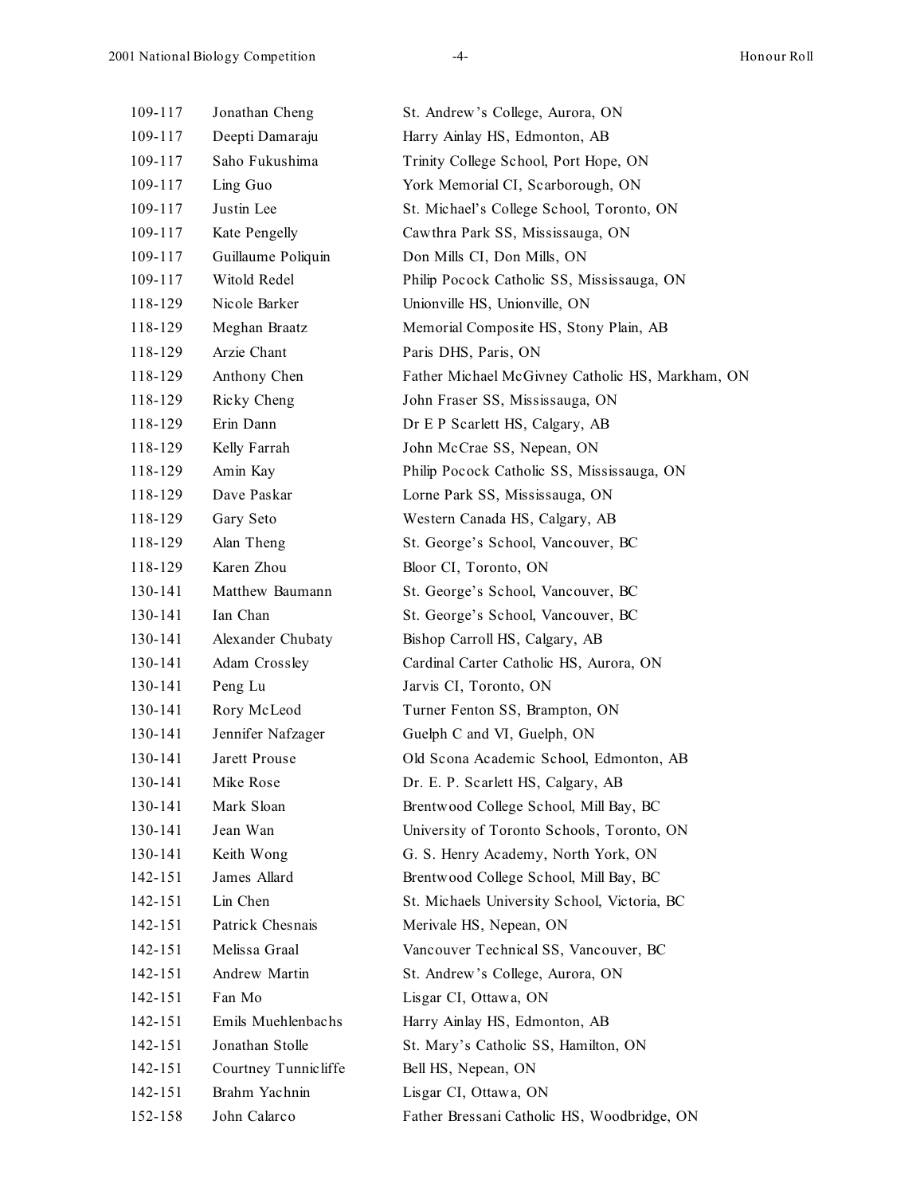| | | |
|---|---|---|
| 109-117 | Jonathan Cheng | St. Andrew's College, Aurora, ON |
| 109-117 | Deepti Damaraju | Harry Ainlay HS, Edmonton, AB |
| 109-117 | Saho Fukushima | Trinity College School, Port Hope, ON |
| 109-117 | Ling Guo | York Memorial CI, Scarborough, ON |
| 109-117 | Justin Lee | St. Michael's College School, Toronto, ON |
| 109-117 | Kate Pengelly | Cawthra Park SS, Mississauga, ON |
| 109-117 | Guillaume Poliquin | Don Mills CI, Don Mills, ON |
| 109-117 | Witold Redel | Philip Pocock Catholic SS, Mississauga, ON |
| 118-129 | Nicole Barker | Unionville HS, Unionville, ON |
| 118-129 | Meghan Braatz | Memorial Composite HS, Stony Plain, AB |
| 118-129 | Arzie Chant | Paris DHS, Paris, ON |
| 118-129 | Anthony Chen | Father Michael McGivney Catholic HS, Markham, ON |
| 118-129 | Ricky Cheng | John Fraser SS, Mississauga, ON |
| 118-129 | Erin Dann | Dr E P Scarlett HS, Calgary, AB |
| 118-129 | Kelly Farrah | John McCrae SS, Nepean, ON |
| 118-129 | Amin Kay | Philip Pocock Catholic SS, Mississauga, ON |
| 118-129 | Dave Paskar | Lorne Park SS, Mississauga, ON |
| 118-129 | Gary Seto | Western Canada HS, Calgary, AB |
| 118-129 | Alan Theng | St. George's School, Vancouver, BC |
| 118-129 | Karen Zhou | Bloor CI, Toronto, ON |
| 130-141 | Matthew Baumann | St. George's School, Vancouver, BC |
| 130-141 | Ian Chan | St. George's School, Vancouver, BC |
| 130-141 | Alexander Chubaty | Bishop Carroll HS, Calgary, AB |
| 130-141 | Adam Crossley | Cardinal Carter Catholic HS, Aurora, ON |
| 130-141 | Peng Lu | Jarvis CI, Toronto, ON |
| 130-141 | Rory McLeod | Turner Fenton SS, Brampton, ON |
| 130-141 | Jennifer Nafzager | Guelph C and VI, Guelph, ON |
| 130-141 | Jarett Prouse | Old Scona Academic School, Edmonton, AB |
| 130-141 | Mike Rose | Dr. E. P. Scarlett HS, Calgary, AB |
| 130-141 | Mark Sloan | Brentwood College School, Mill Bay, BC |
| 130-141 | Jean Wan | University of Toronto Schools, Toronto, ON |
| 130-141 | Keith Wong | G. S. Henry Academy, North York, ON |
| 142-151 | James Allard | Brentwood College School, Mill Bay, BC |
| 142-151 | Lin Chen | St. Michaels University School, Victoria, BC |
| 142-151 | Patrick Chesnais | Merivale HS, Nepean, ON |
| 142-151 | Melissa Graal | Vancouver Technical SS, Vancouver, BC |
| 142-151 | Andrew Martin | St. Andrew's College, Aurora, ON |
| 142-151 | Fan Mo | Lisgar CI, Ottawa, ON |
| 142-151 | Emils Muehlenbachs | Harry Ainlay HS, Edmonton, AB |
| 142-151 | Jonathan Stolle | St. Mary's Catholic SS, Hamilton, ON |
| 142-151 | Courtney Tunnicliffe | Bell HS, Nepean, ON |
| 142-151 | Brahm Yachnin | Lisgar CI, Ottawa, ON |
| 152-158 | John Calarco | Father Bressani Catholic HS, Woodbridge, ON |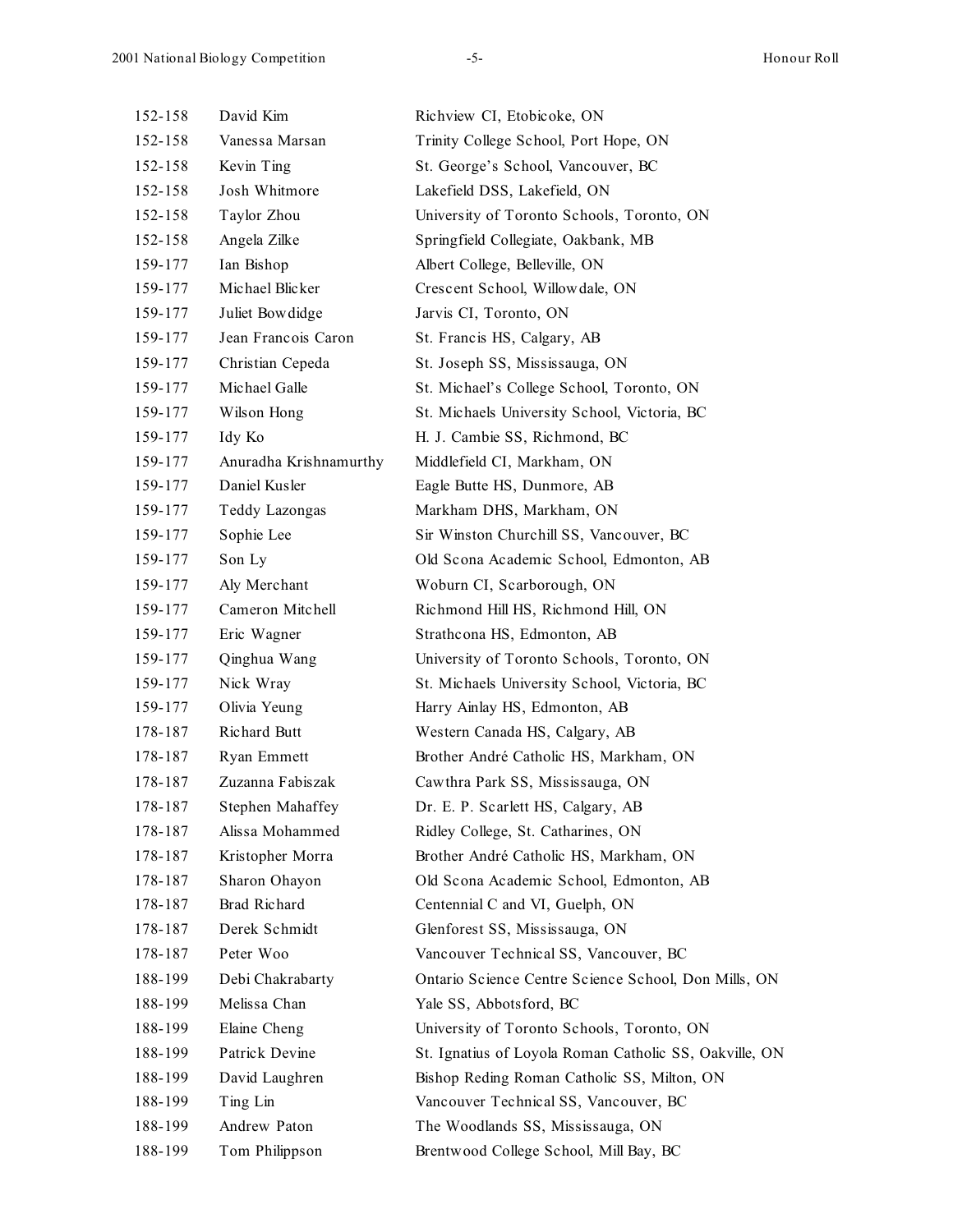| | | |
|---|---|---|
| 152-158 | David Kim | Richview CI, Etobicoke, ON |
| 152-158 | Vanessa Marsan | Trinity College School, Port Hope, ON |
| 152-158 | Kevin Ting | St. George's School, Vancouver, BC |
| 152-158 | Josh Whitmore | Lakefield DSS, Lakefield, ON |
| 152-158 | Taylor Zhou | University of Toronto Schools, Toronto, ON |
| 152-158 | Angela Zilke | Springfield Collegiate, Oakbank, MB |
| 159-177 | Ian Bishop | Albert College, Belleville, ON |
| 159-177 | Michael Blicker | Crescent School, Willowdale, ON |
| 159-177 | Juliet Bowdidge | Jarvis CI, Toronto, ON |
| 159-177 | Jean Francois Caron | St. Francis HS, Calgary, AB |
| 159-177 | Christian Cepeda | St. Joseph SS, Mississauga, ON |
| 159-177 | Michael Galle | St. Michael's College School, Toronto, ON |
| 159-177 | Wilson Hong | St. Michaels University School, Victoria, BC |
| 159-177 | Idy Ko | H. J. Cambie SS, Richmond, BC |
| 159-177 | Anuradha Krishnamurthy | Middlefield CI, Markham, ON |
| 159-177 | Daniel Kusler | Eagle Butte HS, Dunmore, AB |
| 159-177 | Teddy Lazongas | Markham DHS, Markham, ON |
| 159-177 | Sophie Lee | Sir Winston Churchill SS, Vancouver, BC |
| 159-177 | Son Ly | Old Scona Academic School, Edmonton, AB |
| 159-177 | Aly Merchant | Woburn CI, Scarborough, ON |
| 159-177 | Cameron Mitchell | Richmond Hill HS, Richmond Hill, ON |
| 159-177 | Eric Wagner | Strathcona HS, Edmonton, AB |
| 159-177 | Qinghua Wang | University of Toronto Schools, Toronto, ON |
| 159-177 | Nick Wray | St. Michaels University School, Victoria, BC |
| 159-177 | Olivia Yeung | Harry Ainlay HS, Edmonton, AB |
| 178-187 | Richard Butt | Western Canada HS, Calgary, AB |
| 178-187 | Ryan Emmett | Brother André Catholic HS, Markham, ON |
| 178-187 | Zuzanna Fabiszak | Cawthra Park SS, Mississauga, ON |
| 178-187 | Stephen Mahaffey | Dr. E. P. Scarlett HS, Calgary, AB |
| 178-187 | Alissa Mohammed | Ridley College, St. Catharines, ON |
| 178-187 | Kristopher Morra | Brother André Catholic HS, Markham, ON |
| 178-187 | Sharon Ohayon | Old Scona Academic School, Edmonton, AB |
| 178-187 | Brad Richard | Centennial C and VI, Guelph, ON |
| 178-187 | Derek Schmidt | Glenforest SS, Mississauga, ON |
| 178-187 | Peter Woo | Vancouver Technical SS, Vancouver, BC |
| 188-199 | Debi Chakrabarty | Ontario Science Centre Science School, Don Mills, ON |
| 188-199 | Melissa Chan | Yale SS, Abbotsford, BC |
| 188-199 | Elaine Cheng | University of Toronto Schools, Toronto, ON |
| 188-199 | Patrick Devine | St. Ignatius of Loyola Roman Catholic SS, Oakville, ON |
| 188-199 | David Laughren | Bishop Reding Roman Catholic SS, Milton, ON |
| 188-199 | Ting Lin | Vancouver Technical SS, Vancouver, BC |
| 188-199 | Andrew Paton | The Woodlands SS, Mississauga, ON |
| 188-199 | Tom Philippson | Brentwood College School, Mill Bay, BC |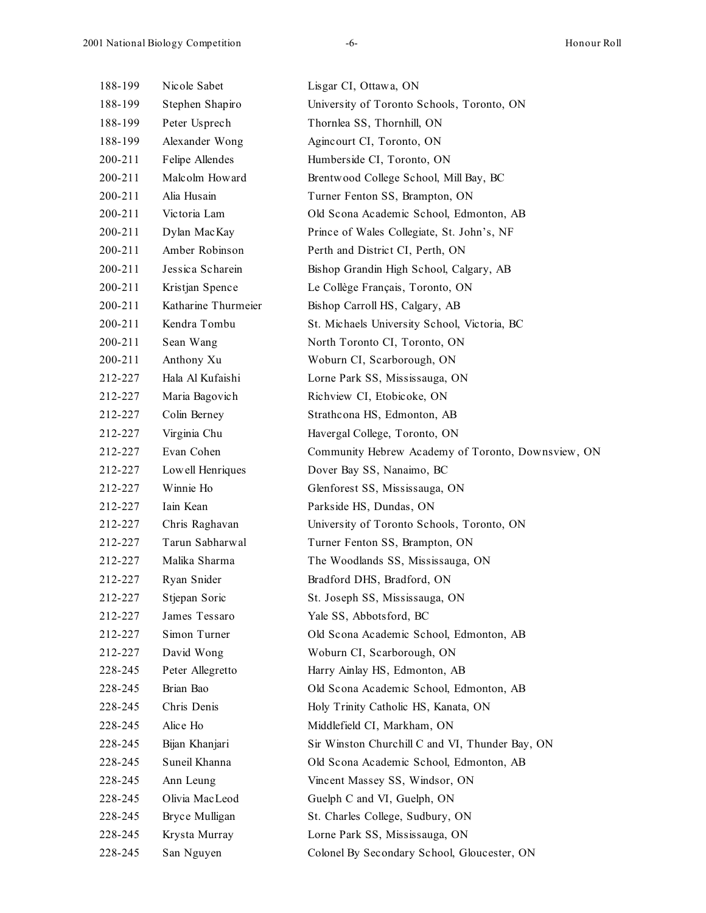| | | |
|---|---|---|
| 188-199 | Nicole Sabet | Lisgar CI, Ottawa, ON |
| 188-199 | Stephen Shapiro | University of Toronto Schools, Toronto, ON |
| 188-199 | Peter Usprech | Thornlea SS, Thornhill, ON |
| 188-199 | Alexander Wong | Agincourt CI, Toronto, ON |
| 200-211 | Felipe Allendes | Humberside CI, Toronto, ON |
| 200-211 | Malcolm Howard | Brentwood College School, Mill Bay, BC |
| 200-211 | Alia Husain | Turner Fenton SS, Brampton, ON |
| 200-211 | Victoria Lam | Old Scona Academic School, Edmonton, AB |
| 200-211 | Dylan MacKay | Prince of Wales Collegiate, St. John's, NF |
| 200-211 | Amber Robinson | Perth and District CI, Perth, ON |
| 200-211 | Jessica Scharein | Bishop Grandin High School, Calgary, AB |
| 200-211 | Kristjan Spence | Le Collège Français, Toronto, ON |
| 200-211 | Katharine Thurmeier | Bishop Carroll HS, Calgary, AB |
| 200-211 | Kendra Tombu | St. Michaels University School, Victoria, BC |
| 200-211 | Sean Wang | North Toronto CI, Toronto, ON |
| 200-211 | Anthony Xu | Woburn CI, Scarborough, ON |
| 212-227 | Hala Al Kufaishi | Lorne Park SS, Mississauga, ON |
| 212-227 | Maria Bagovich | Richview CI, Etobicoke, ON |
| 212-227 | Colin Berney | Strathcona HS, Edmonton, AB |
| 212-227 | Virginia Chu | Havergal College, Toronto, ON |
| 212-227 | Evan Cohen | Community Hebrew Academy of Toronto, Downsview, ON |
| 212-227 | Lowell Henriques | Dover Bay SS, Nanaimo, BC |
| 212-227 | Winnie Ho | Glenforest SS, Mississauga, ON |
| 212-227 | Iain Kean | Parkside HS, Dundas, ON |
| 212-227 | Chris Raghavan | University of Toronto Schools, Toronto, ON |
| 212-227 | Tarun Sabharwal | Turner Fenton SS, Brampton, ON |
| 212-227 | Malika Sharma | The Woodlands SS, Mississauga, ON |
| 212-227 | Ryan Snider | Bradford DHS, Bradford, ON |
| 212-227 | Stjepan Soric | St. Joseph SS, Mississauga, ON |
| 212-227 | James Tessaro | Yale SS, Abbotsford, BC |
| 212-227 | Simon Turner | Old Scona Academic School, Edmonton, AB |
| 212-227 | David Wong | Woburn CI, Scarborough, ON |
| 228-245 | Peter Allegretto | Harry Ainlay HS, Edmonton, AB |
| 228-245 | Brian Bao | Old Scona Academic School, Edmonton, AB |
| 228-245 | Chris Denis | Holy Trinity Catholic HS, Kanata, ON |
| 228-245 | Alice Ho | Middlefield CI, Markham, ON |
| 228-245 | Bijan Khanjari | Sir Winston Churchill C and VI, Thunder Bay, ON |
| 228-245 | Suneil Khanna | Old Scona Academic School, Edmonton, AB |
| 228-245 | Ann Leung | Vincent Massey SS, Windsor, ON |
| 228-245 | Olivia MacLeod | Guelph C and VI, Guelph, ON |
| 228-245 | Bryce Mulligan | St. Charles College, Sudbury, ON |
| 228-245 | Krysta Murray | Lorne Park SS, Mississauga, ON |
| 228-245 | San Nguyen | Colonel By Secondary School, Gloucester, ON |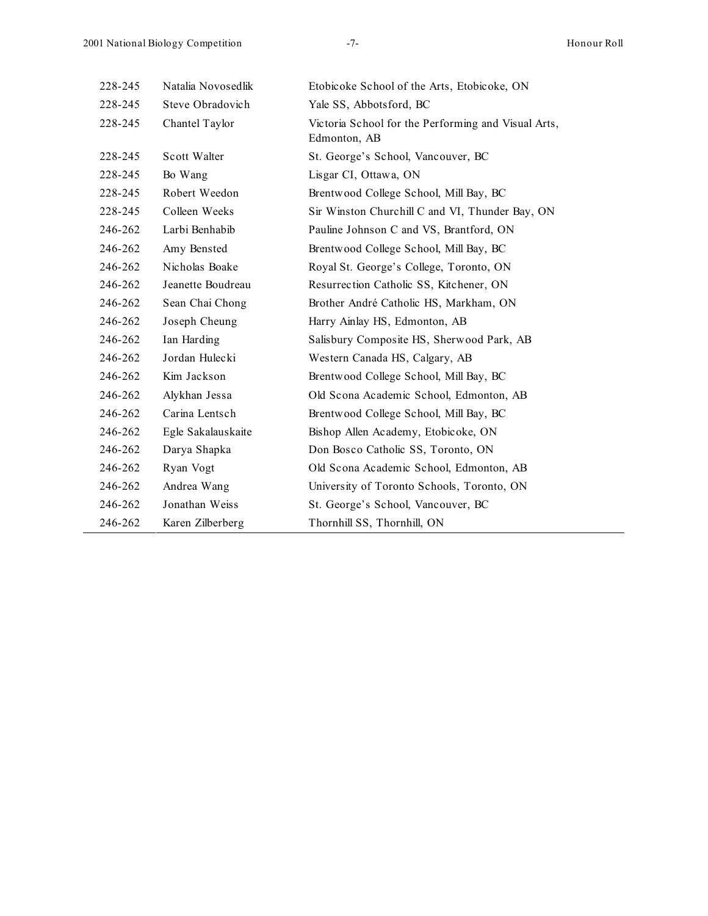| | | |
|---|---|---|
| 228-245 | Natalia Novosedlik | Etobicoke School of the Arts, Etobicoke, ON |
| 228-245 | Steve Obradovich | Yale SS, Abbotsford, BC |
| 228-245 | Chantel Taylor | Victoria School for the Performing and Visual Arts, Edmonton, AB |
| 228-245 | Scott Walter | St. George's School, Vancouver, BC |
| 228-245 | Bo Wang | Lisgar CI, Ottawa, ON |
| 228-245 | Robert Weedon | Brentwood College School, Mill Bay, BC |
| 228-245 | Colleen Weeks | Sir Winston Churchill C and VI, Thunder Bay, ON |
| 246-262 | Larbi Benhabib | Pauline Johnson C and VS, Brantford, ON |
| 246-262 | Amy Bensted | Brentwood College School, Mill Bay, BC |
| 246-262 | Nicholas Boake | Royal St. George's College, Toronto, ON |
| 246-262 | Jeanette Boudreau | Resurrection Catholic SS, Kitchener, ON |
| 246-262 | Sean Chai Chong | Brother André Catholic HS, Markham, ON |
| 246-262 | Joseph Cheung | Harry Ainlay HS, Edmonton, AB |
| 246-262 | Ian Harding | Salisbury Composite HS, Sherwood Park, AB |
| 246-262 | Jordan Hulecki | Western Canada HS, Calgary, AB |
| 246-262 | Kim Jackson | Brentwood College School, Mill Bay, BC |
| 246-262 | Alykhan Jessa | Old Scona Academic School, Edmonton, AB |
| 246-262 | Carina Lentsch | Brentwood College School, Mill Bay, BC |
| 246-262 | Egle Sakalauskaite | Bishop Allen Academy, Etobicoke, ON |
| 246-262 | Darya Shapka | Don Bosco Catholic SS, Toronto, ON |
| 246-262 | Ryan Vogt | Old Scona Academic School, Edmonton, AB |
| 246-262 | Andrea Wang | University of Toronto Schools, Toronto, ON |
| 246-262 | Jonathan Weiss | St. George's School, Vancouver, BC |
| 246-262 | Karen Zilberberg | Thornhill SS, Thornhill, ON |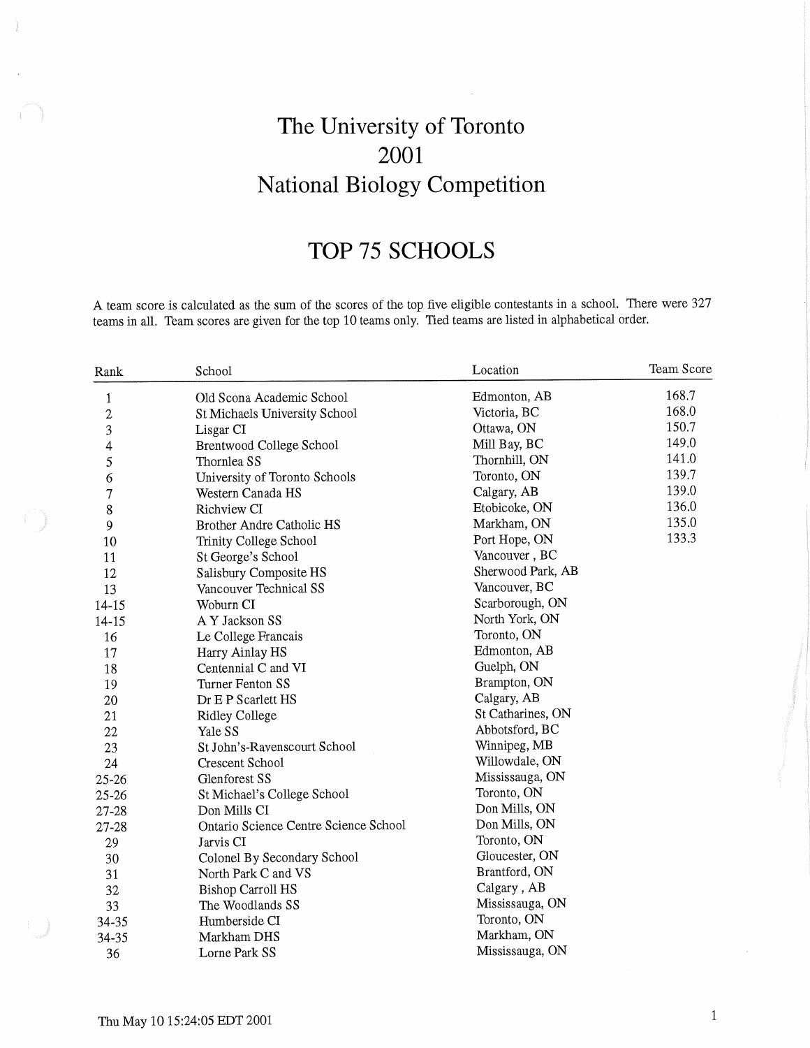# The University of Toronto
# 2001
# National Biology Competition

## TOP 75 SCHOOLS

A team score is calculated as the sum of the scores of the top five eligible contestants in a school. There were 327 teams in all. Team scores are given for the top 10 teams only. Tied teams are listed in alphabetical order.

| Rank | School | Location | Team Score |
|---|---|---|---|
| 1 | Old Scona Academic School | Edmonton, AB | 168.7 |
| 2 | St Michaels University School | Victoria, BC | 168.0 |
| 3 | Lisgar CI | Ottawa, ON | 150.7 |
| 4 | Brentwood College School | Mill Bay, BC | 149.0 |
| 5 | Thornlea SS | Thornhill, ON | 141.0 |
| 6 | University of Toronto Schools | Toronto, ON | 139.7 |
| 7 | Western Canada HS | Calgary, AB | 139.0 |
| 8 | Richview CI | Etobicoke, ON | 136.0 |
| 9 | Brother Andre Catholic HS | Markham, ON | 135.0 |
| 10 | Trinity College School | Port Hope, ON | 133.3 |
| 11 | St George's School | Vancouver , BC | |
| 12 | Salisbury Composite HS | Sherwood Park, AB | |
| 13 | Vancouver Technical SS | Vancouver, BC | |
| 14-15 | Woburn CI | Scarborough, ON | |
| 14-15 | A Y Jackson SS | North York, ON | |
| 16 | Le College Francais | Toronto, ON | |
| 17 | Harry Ainlay HS | Edmonton, AB | |
| 18 | Centennial C and VI | Guelph, ON | |
| 19 | Turner Fenton SS | Brampton, ON | |
| 20 | Dr E P Scarlett HS | Calgary, AB | |
| 21 | Ridley College | St Catharines, ON | |
| 22 | Yale SS | Abbotsford, BC | |
| 23 | St John's-Ravenscourt School | Winnipeg, MB | |
| 24 | Crescent School | Willowdale, ON | |
| 25-26 | Glenforest SS | Mississauga, ON | |
| 25-26 | St Michael's College School | Toronto, ON | |
| 27-28 | Don Mills CI | Don Mills, ON | |
| 27-28 | Ontario Science Centre Science School | Don Mills, ON | |
| 29 | Jarvis CI | Toronto, ON | |
| 30 | Colonel By Secondary School | Gloucester, ON | |
| 31 | North Park C and VS | Brantford, ON | |
| 32 | Bishop Carroll HS | Calgary , AB | |
| 33 | The Woodlands SS | Mississauga, ON | |
| 34-35 | Humberside CI | Toronto, ON | |
| 34-35 | Markham DHS | Markham, ON | |
| 36 | Lorne Park SS | Mississauga, ON | |

Thu May 10 15:24:05 EDT 2001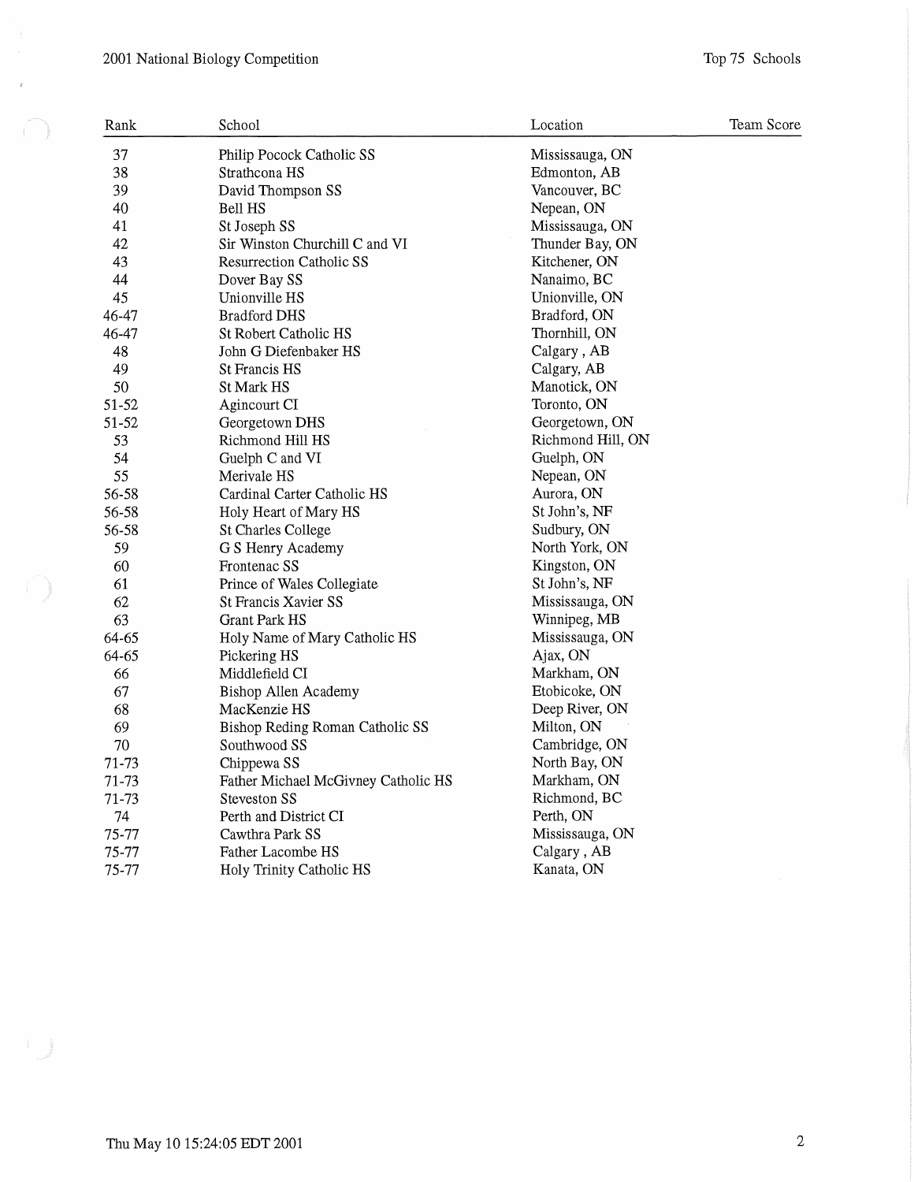| Rank | School | Location | Team Score |
|---|---|---|---|
| 37 | Philip Pocock Catholic SS | Mississauga, ON | |
| 38 | Strathcona HS | Edmonton, AB | |
| 39 | David Thompson SS | Vancouver, BC | |
| 40 | Bell HS | Nepean, ON | |
| 41 | St Joseph SS | Mississauga, ON | |
| 42 | Sir Winston Churchill C and VI | Thunder Bay, ON | |
| 43 | Resurrection Catholic SS | Kitchener, ON | |
| 44 | Dover Bay SS | Nanaimo, BC | |
| 45 | Unionville HS | Unionville, ON | |
| 46-47 | Bradford DHS | Bradford, ON | |
| 46-47 | St Robert Catholic HS | Thornhill, ON | |
| 48 | John G Diefenbaker HS | Calgary , AB | |
| 49 | St Francis HS | Calgary, AB | |
| 50 | St Mark HS | Manotick, ON | |
| 51-52 | Agincourt CI | Toronto, ON | |
| 51-52 | Georgetown DHS | Georgetown, ON | |
| 53 | Richmond Hill HS | Richmond Hill, ON | |
| 54 | Guelph C and VI | Guelph, ON | |
| 55 | Merivale HS | Nepean, ON | |
| 56-58 | Cardinal Carter Catholic HS | Aurora, ON | |
| 56-58 | Holy Heart of Mary HS | St John's, NF | |
| 56-58 | St Charles College | Sudbury, ON | |
| 59 | G S Henry Academy | North York, ON | |
| 60 | Frontenac SS | Kingston, ON | |
| 61 | Prince of Wales Collegiate | St John's, NF | |
| 62 | St Francis Xavier SS | Mississauga, ON | |
| 63 | Grant Park HS | Winnipeg, MB | |
| 64-65 | Holy Name of Mary Catholic HS | Mississauga, ON | |
| 64-65 | Pickering HS | Ajax, ON | |
| 66 | Middlefield CI | Markham, ON | |
| 67 | Bishop Allen Academy | Etobicoke, ON | |
| 68 | MacKenzie HS | Deep River, ON | |
| 69 | Bishop Reding Roman Catholic SS | Milton, ON | |
| 70 | Southwood SS | Cambridge, ON | |
| 71-73 | Chippewa SS | North Bay, ON | |
| 71-73 | Father Michael McGivney Catholic HS | Markham, ON | |
| 71-73 | Steveston SS | Richmond, BC | |
| 74 | Perth and District CI | Perth, ON | |
| 75-77 | Cawthra Park SS | Mississauga, ON | |
| 75-77 | Father Lacombe HS | Calgary , AB | |
| 75-77 | Holy Trinity Catholic HS | Kanata, ON | |